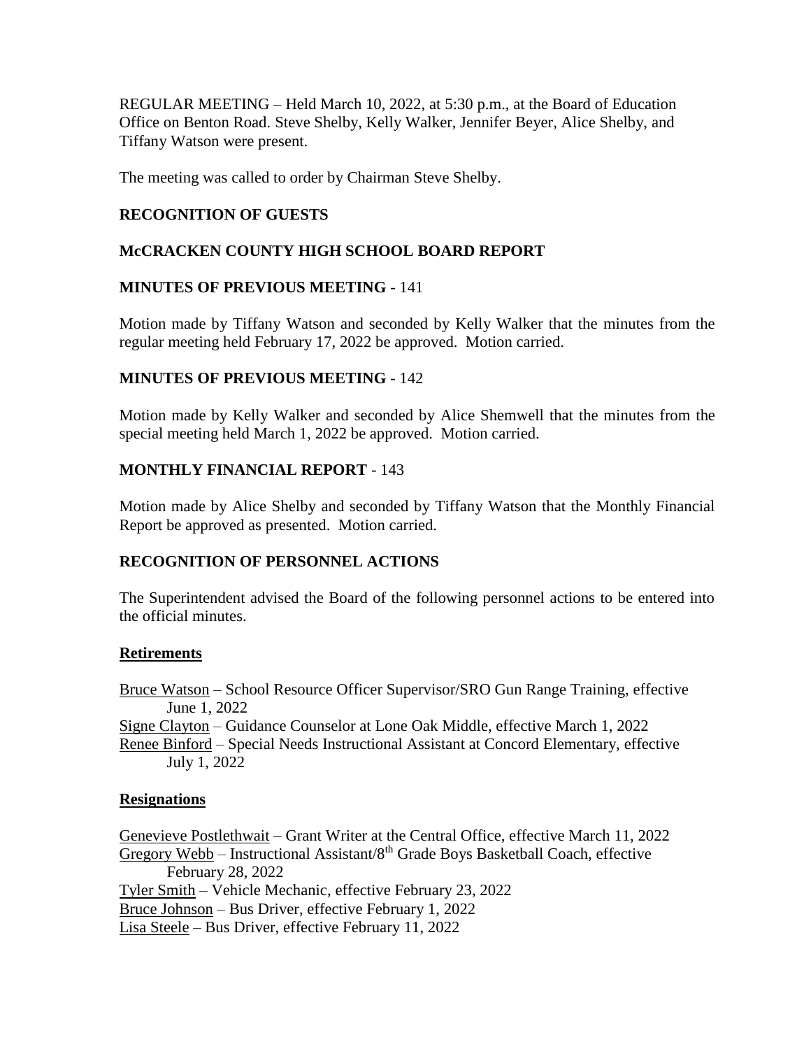REGULAR MEETING – Held March 10, 2022, at 5:30 p.m., at the Board of Education Office on Benton Road. Steve Shelby, Kelly Walker, Jennifer Beyer, Alice Shelby, and Tiffany Watson were present.

The meeting was called to order by Chairman Steve Shelby.

## RECOGNITION OF GUESTS

## McCRACKEN COUNTY HIGH SCHOOL BOARD REPORT

## MINUTES OF PREVIOUS MEETING - 141

Motion made by Tiffany Watson and seconded by Kelly Walker that the minutes from the regular meeting held February 17, 2022 be approved. Motion carried.

## MINUTES OF PREVIOUS MEETING - 142

Motion made by Kelly Walker and seconded by Alice Shemwell that the minutes from the special meeting held March 1, 2022 be approved. Motion carried.

## MONTHLY FINANCIAL REPORT - 143

Motion made by Alice Shelby and seconded by Tiffany Watson that the Monthly Financial Report be approved as presented. Motion carried.

## RECOGNITION OF PERSONNEL ACTIONS

The Superintendent advised the Board of the following personnel actions to be entered into the official minutes.

### Retirements

Bruce Watson – School Resource Officer Supervisor/SRO Gun Range Training, effective June 1, 2022
Signe Clayton – Guidance Counselor at Lone Oak Middle, effective March 1, 2022
Renee Binford – Special Needs Instructional Assistant at Concord Elementary, effective July 1, 2022

### Resignations

Genevieve Postlethwait – Grant Writer at the Central Office, effective March 11, 2022
Gregory Webb – Instructional Assistant/8th Grade Boys Basketball Coach, effective February 28, 2022
Tyler Smith – Vehicle Mechanic, effective February 23, 2022
Bruce Johnson – Bus Driver, effective February 1, 2022
Lisa Steele – Bus Driver, effective February 11, 2022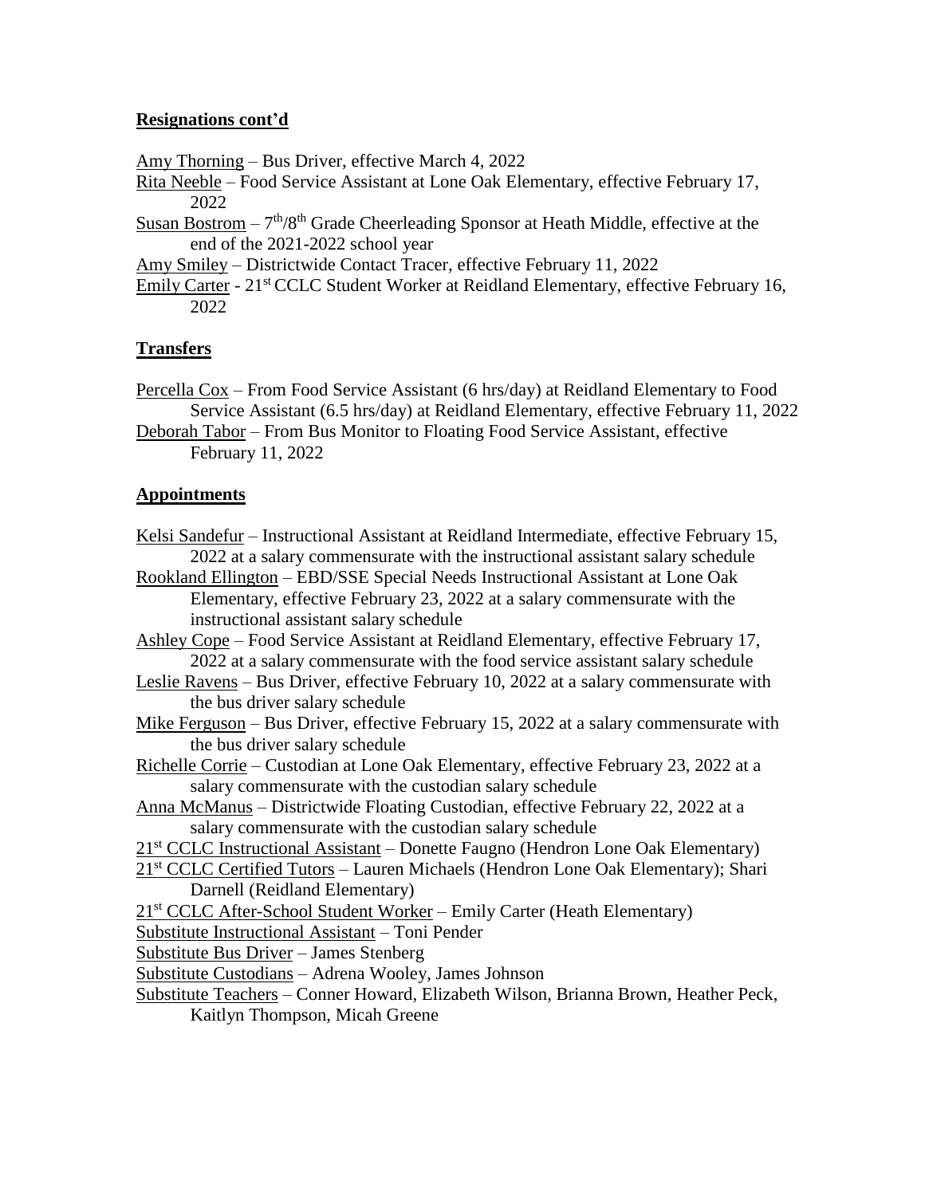**Resignations cont'd**

Amy Thorning – Bus Driver, effective March 4, 2022
Rita Neeble – Food Service Assistant at Lone Oak Elementary, effective February 17, 2022
Susan Bostrom – 7th/8th Grade Cheerleading Sponsor at Heath Middle, effective at the end of the 2021-2022 school year
Amy Smiley – Districtwide Contact Tracer, effective February 11, 2022
Emily Carter - 21st CCLC Student Worker at Reidland Elementary, effective February 16, 2022

**Transfers**

Percella Cox – From Food Service Assistant (6 hrs/day) at Reidland Elementary to Food Service Assistant (6.5 hrs/day) at Reidland Elementary, effective February 11, 2022
Deborah Tabor – From Bus Monitor to Floating Food Service Assistant, effective February 11, 2022

**Appointments**

Kelsi Sandefur – Instructional Assistant at Reidland Intermediate, effective February 15, 2022 at a salary commensurate with the instructional assistant salary schedule
Rookland Ellington – EBD/SSE Special Needs Instructional Assistant at Lone Oak Elementary, effective February 23, 2022 at a salary commensurate with the instructional assistant salary schedule
Ashley Cope – Food Service Assistant at Reidland Elementary, effective February 17, 2022 at a salary commensurate with the food service assistant salary schedule
Leslie Ravens – Bus Driver, effective February 10, 2022 at a salary commensurate with the bus driver salary schedule
Mike Ferguson – Bus Driver, effective February 15, 2022 at a salary commensurate with the bus driver salary schedule
Richelle Corrie – Custodian at Lone Oak Elementary, effective February 23, 2022 at a salary commensurate with the custodian salary schedule
Anna McManus – Districtwide Floating Custodian, effective February 22, 2022 at a salary commensurate with the custodian salary schedule
21st CCLC Instructional Assistant – Donette Faugno (Hendron Lone Oak Elementary)
21st CCLC Certified Tutors – Lauren Michaels (Hendron Lone Oak Elementary); Shari Darnell (Reidland Elementary)
21st CCLC After-School Student Worker – Emily Carter (Heath Elementary)
Substitute Instructional Assistant – Toni Pender
Substitute Bus Driver – James Stenberg
Substitute Custodians – Adrena Wooley, James Johnson
Substitute Teachers – Conner Howard, Elizabeth Wilson, Brianna Brown, Heather Peck, Kaitlyn Thompson, Micah Greene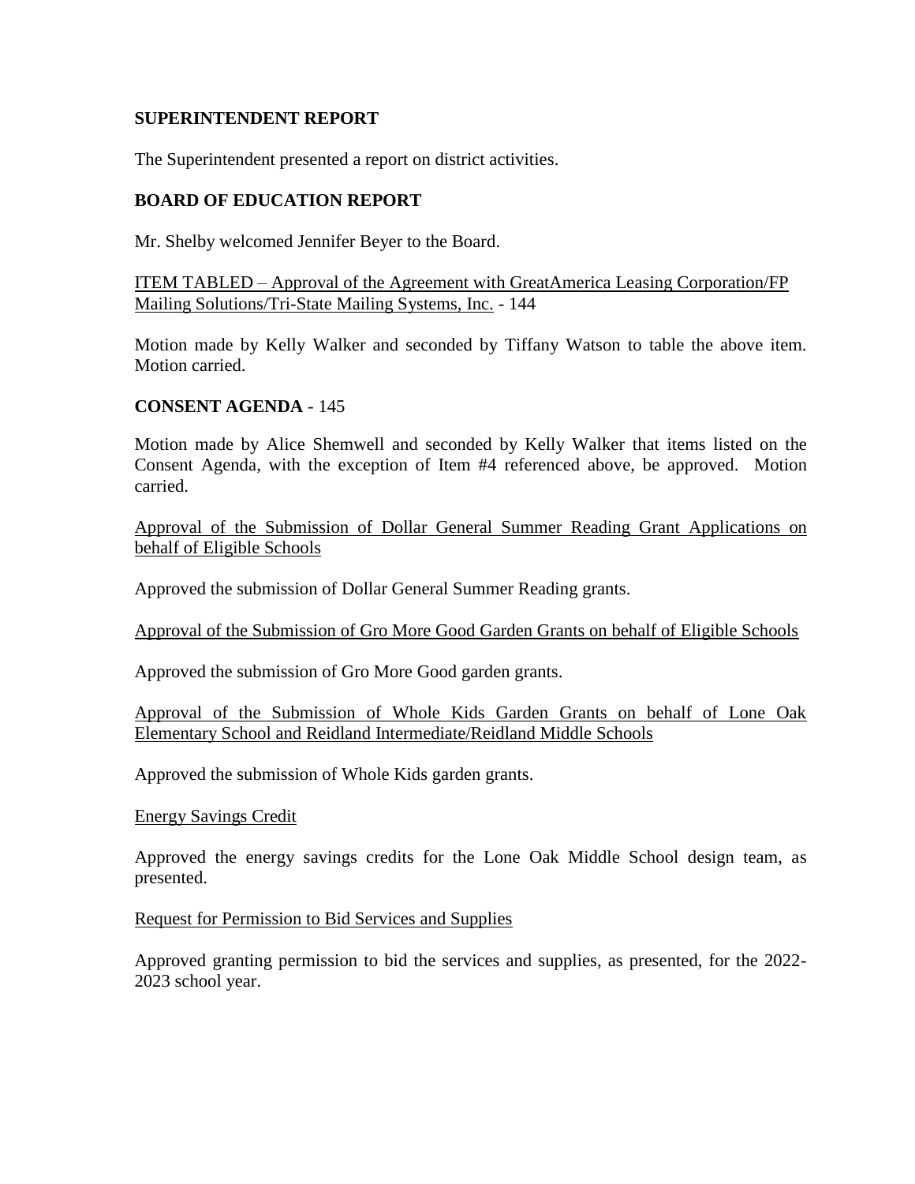**SUPERINTENDENT REPORT**

The Superintendent presented a report on district activities.

**BOARD OF EDUCATION REPORT**

Mr. Shelby welcomed Jennifer Beyer to the Board.

<u>ITEM TABLED – Approval of the Agreement with GreatAmerica Leasing Corporation/FP Mailing Solutions/Tri-State Mailing Systems, Inc.</u> - 144

Motion made by Kelly Walker and seconded by Tiffany Watson to table the above item. Motion carried.

**CONSENT AGENDA** - 145

Motion made by Alice Shemwell and seconded by Kelly Walker that items listed on the Consent Agenda, with the exception of Item #4 referenced above, be approved. Motion carried.

<u>Approval of the Submission of Dollar General Summer Reading Grant Applications on behalf of Eligible Schools</u>

Approved the submission of Dollar General Summer Reading grants.

<u>Approval of the Submission of Gro More Good Garden Grants on behalf of Eligible Schools</u>

Approved the submission of Gro More Good garden grants.

<u>Approval of the Submission of Whole Kids Garden Grants on behalf of Lone Oak Elementary School and Reidland Intermediate/Reidland Middle Schools</u>

Approved the submission of Whole Kids garden grants.

<u>Energy Savings Credit</u>

Approved the energy savings credits for the Lone Oak Middle School design team, as presented.

<u>Request for Permission to Bid Services and Supplies</u>

Approved granting permission to bid the services and supplies, as presented, for the 2022-2023 school year.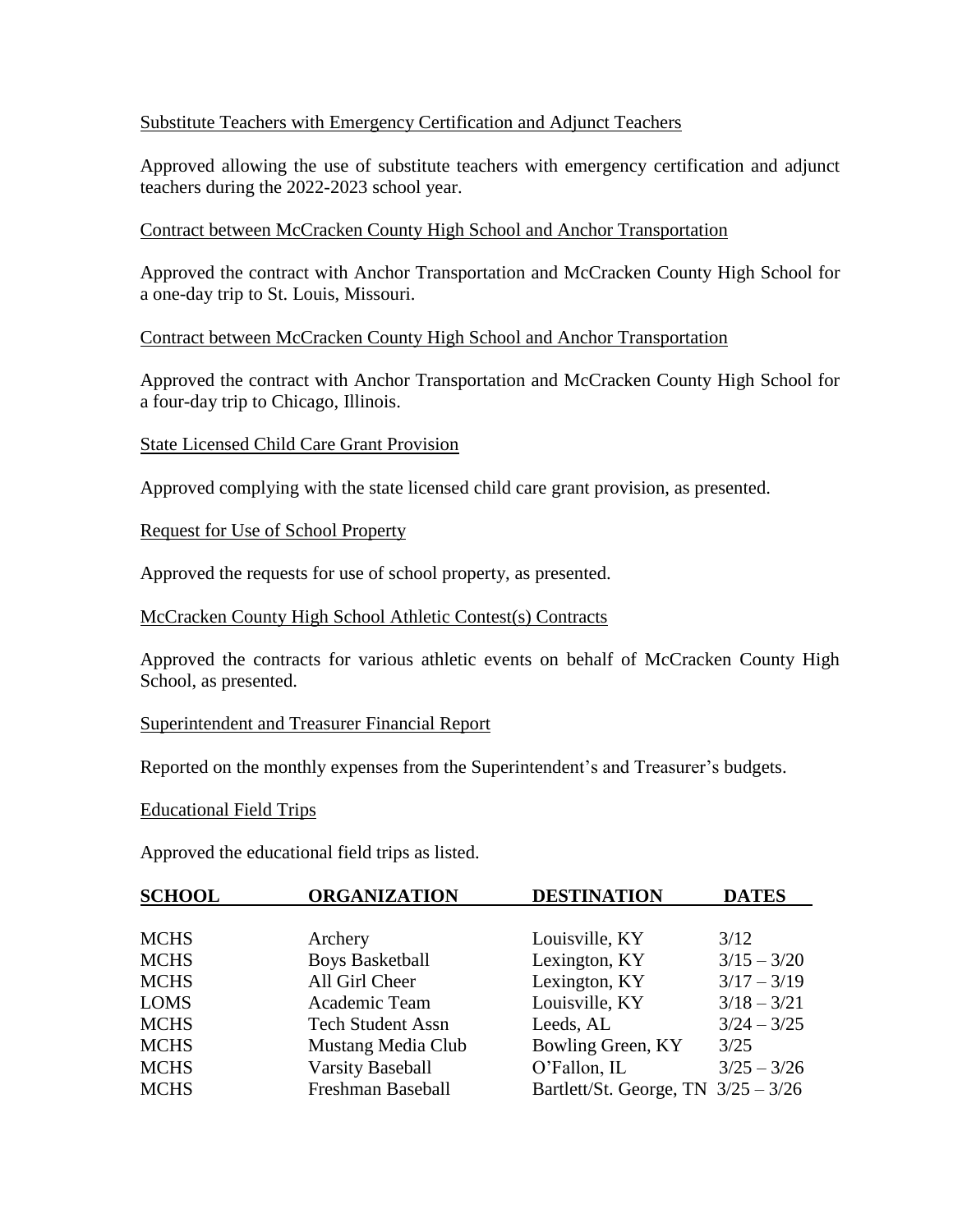### Substitute Teachers with Emergency Certification and Adjunct Teachers

Approved allowing the use of substitute teachers with emergency certification and adjunct teachers during the 2022-2023 school year.

### Contract between McCracken County High School and Anchor Transportation

Approved the contract with Anchor Transportation and McCracken County High School for a one-day trip to St. Louis, Missouri.

### Contract between McCracken County High School and Anchor Transportation

Approved the contract with Anchor Transportation and McCracken County High School for a four-day trip to Chicago, Illinois.

### State Licensed Child Care Grant Provision

Approved complying with the state licensed child care grant provision, as presented.

### Request for Use of School Property

Approved the requests for use of school property, as presented.

### McCracken County High School Athletic Contest(s) Contracts

Approved the contracts for various athletic events on behalf of McCracken County High School, as presented.

### Superintendent and Treasurer Financial Report

Reported on the monthly expenses from the Superintendent's and Treasurer's budgets.

### Educational Field Trips

Approved the educational field trips as listed.

| SCHOOL | ORGANIZATION | DESTINATION | DATES |
|---|---|---|---|
| MCHS | Archery | Louisville, KY | 3/12 |
| MCHS | Boys Basketball | Lexington, KY | 3/15 – 3/20 |
| MCHS | All Girl Cheer | Lexington, KY | 3/17 – 3/19 |
| LOMS | Academic Team | Louisville, KY | 3/18 – 3/21 |
| MCHS | Tech Student Assn | Leeds, AL | 3/24 – 3/25 |
| MCHS | Mustang Media Club | Bowling Green, KY | 3/25 |
| MCHS | Varsity Baseball | O'Fallon, IL | 3/25 – 3/26 |
| MCHS | Freshman Baseball | Bartlett/St. George, TN | 3/25 – 3/26 |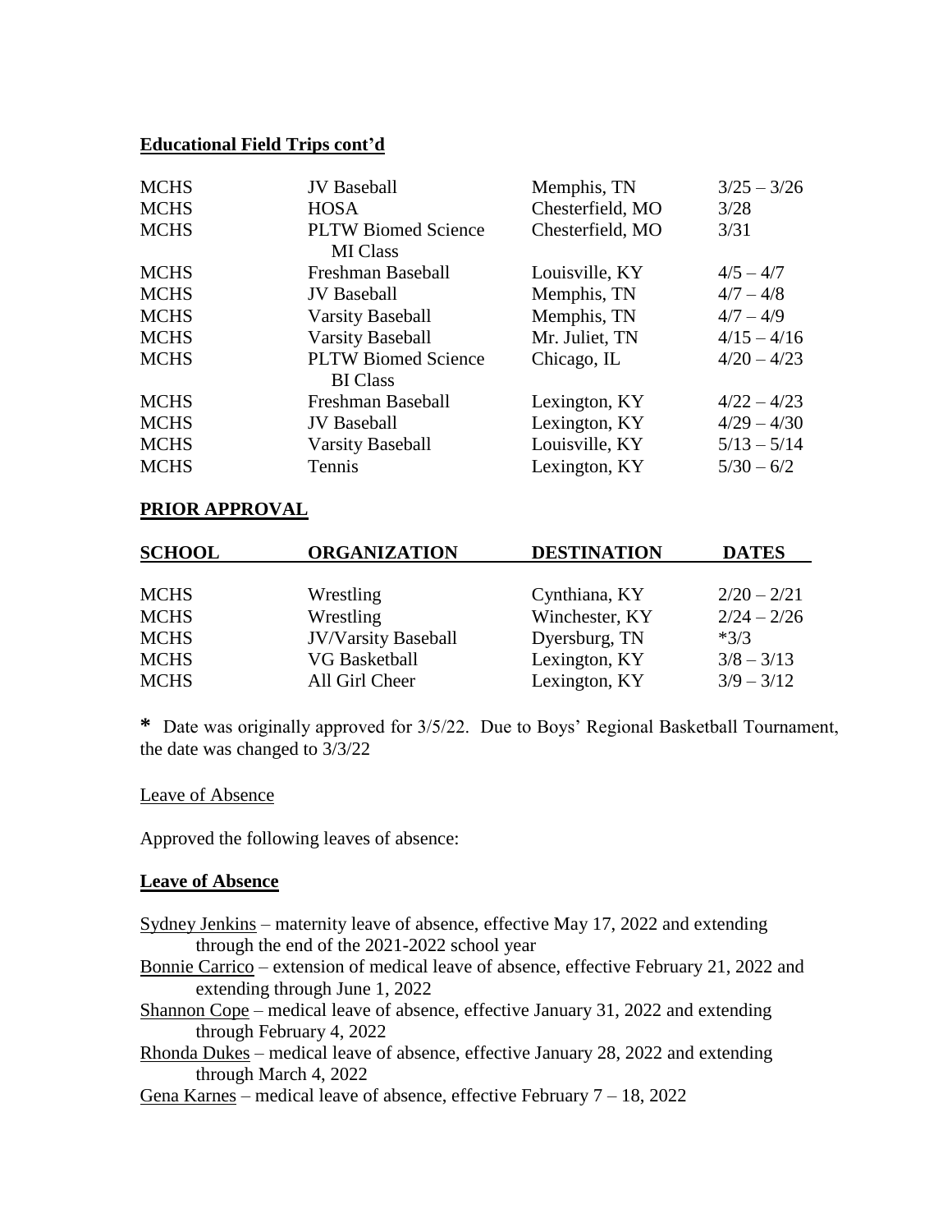**Educational Field Trips cont'd**

| | | | |
|---|---|---|---|
| MCHS | JV Baseball | Memphis, TN | 3/25 – 3/26 |
| MCHS | HOSA | Chesterfield, MO | 3/28 |
| MCHS | PLTW Biomed Science MI Class | Chesterfield, MO | 3/31 |
| MCHS | Freshman Baseball | Louisville, KY | 4/5 – 4/7 |
| MCHS | JV Baseball | Memphis, TN | 4/7 – 4/8 |
| MCHS | Varsity Baseball | Memphis, TN | 4/7 – 4/9 |
| MCHS | Varsity Baseball | Mr. Juliet, TN | 4/15 – 4/16 |
| MCHS | PLTW Biomed Science BI Class | Chicago, IL | 4/20 – 4/23 |
| MCHS | Freshman Baseball | Lexington, KY | 4/22 – 4/23 |
| MCHS | JV Baseball | Lexington, KY | 4/29 – 4/30 |
| MCHS | Varsity Baseball | Louisville, KY | 5/13 – 5/14 |
| MCHS | Tennis | Lexington, KY | 5/30 – 6/2 |

**PRIOR APPROVAL**

| SCHOOL | ORGANIZATION | DESTINATION | DATES |
|---|---|---|---|
| MCHS | Wrestling | Cynthiana, KY | 2/20 – 2/21 |
| MCHS | Wrestling | Winchester, KY | 2/24 – 2/26 |
| MCHS | JV/Varsity Baseball | Dyersburg, TN | *3/3 |
| MCHS | VG Basketball | Lexington, KY | 3/8 – 3/13 |
| MCHS | All Girl Cheer | Lexington, KY | 3/9 – 3/12 |

**\*** Date was originally approved for 3/5/22. Due to Boys' Regional Basketball Tournament, the date was changed to 3/3/22

Leave of Absence

Approved the following leaves of absence:

**Leave of Absence**

Sydney Jenkins – maternity leave of absence, effective May 17, 2022 and extending through the end of the 2021-2022 school year

Bonnie Carrico – extension of medical leave of absence, effective February 21, 2022 and extending through June 1, 2022

Shannon Cope – medical leave of absence, effective January 31, 2022 and extending through February 4, 2022

Rhonda Dukes – medical leave of absence, effective January 28, 2022 and extending through March 4, 2022

Gena Karnes – medical leave of absence, effective February 7 – 18, 2022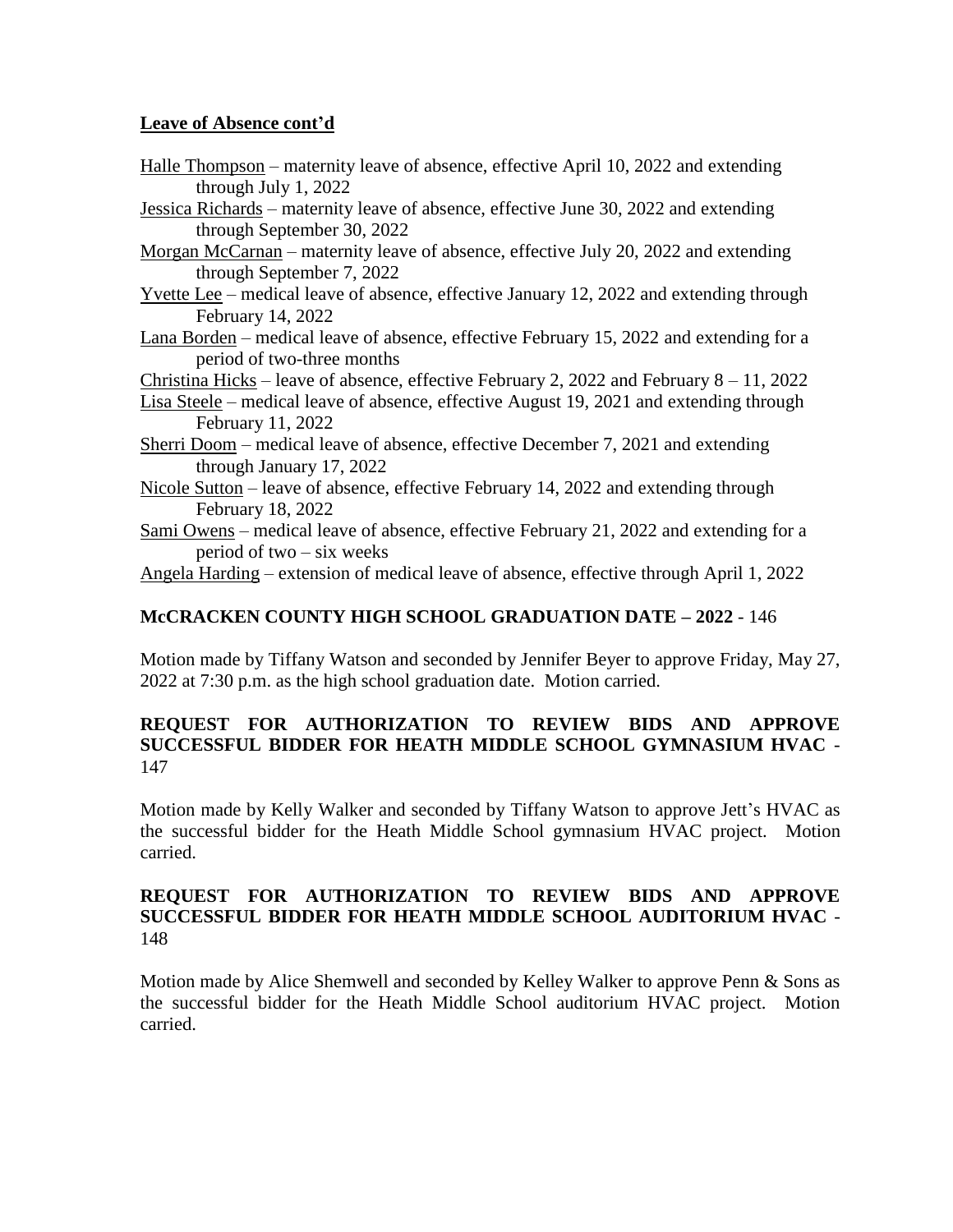**Leave of Absence cont'd**

Halle Thompson – maternity leave of absence, effective April 10, 2022 and extending through July 1, 2022

Jessica Richards – maternity leave of absence, effective June 30, 2022 and extending through September 30, 2022

Morgan McCarnan – maternity leave of absence, effective July 20, 2022 and extending through September 7, 2022

Yvette Lee – medical leave of absence, effective January 12, 2022 and extending through February 14, 2022

Lana Borden – medical leave of absence, effective February 15, 2022 and extending for a period of two-three months

Christina Hicks – leave of absence, effective February 2, 2022 and February 8 – 11, 2022

Lisa Steele – medical leave of absence, effective August 19, 2021 and extending through February 11, 2022

Sherri Doom – medical leave of absence, effective December 7, 2021 and extending through January 17, 2022

Nicole Sutton – leave of absence, effective February 14, 2022 and extending through February 18, 2022

Sami Owens – medical leave of absence, effective February 21, 2022 and extending for a period of two – six weeks

Angela Harding – extension of medical leave of absence, effective through April 1, 2022

**McCRACKEN COUNTY HIGH SCHOOL GRADUATION DATE – 2022** - 146

Motion made by Tiffany Watson and seconded by Jennifer Beyer to approve Friday, May 27, 2022 at 7:30 p.m. as the high school graduation date. Motion carried.

**REQUEST FOR AUTHORIZATION TO REVIEW BIDS AND APPROVE SUCCESSFUL BIDDER FOR HEATH MIDDLE SCHOOL GYMNASIUM HVAC** - 147

Motion made by Kelly Walker and seconded by Tiffany Watson to approve Jett's HVAC as the successful bidder for the Heath Middle School gymnasium HVAC project. Motion carried.

**REQUEST FOR AUTHORIZATION TO REVIEW BIDS AND APPROVE SUCCESSFUL BIDDER FOR HEATH MIDDLE SCHOOL AUDITORIUM HVAC** - 148

Motion made by Alice Shemwell and seconded by Kelley Walker to approve Penn & Sons as the successful bidder for the Heath Middle School auditorium HVAC project. Motion carried.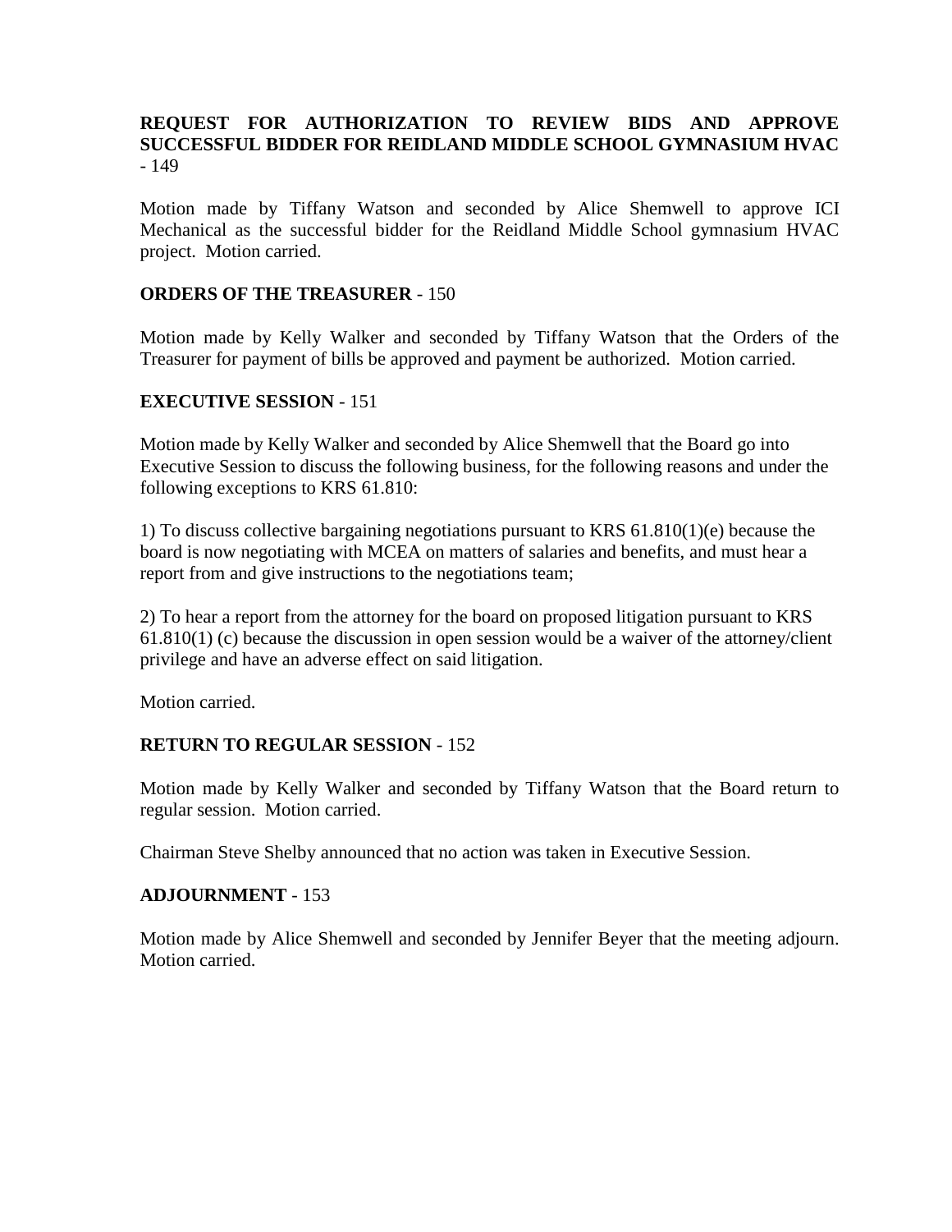**REQUEST FOR AUTHORIZATION TO REVIEW BIDS AND APPROVE SUCCESSFUL BIDDER FOR REIDLAND MIDDLE SCHOOL GYMNASIUM HVAC** - 149

Motion made by Tiffany Watson and seconded by Alice Shemwell to approve ICI Mechanical as the successful bidder for the Reidland Middle School gymnasium HVAC project. Motion carried.

**ORDERS OF THE TREASURER** - 150

Motion made by Kelly Walker and seconded by Tiffany Watson that the Orders of the Treasurer for payment of bills be approved and payment be authorized. Motion carried.

**EXECUTIVE SESSION** - 151

Motion made by Kelly Walker and seconded by Alice Shemwell that the Board go into Executive Session to discuss the following business, for the following reasons and under the following exceptions to KRS 61.810:

1) To discuss collective bargaining negotiations pursuant to KRS 61.810(1)(e) because the board is now negotiating with MCEA on matters of salaries and benefits, and must hear a report from and give instructions to the negotiations team;

2) To hear a report from the attorney for the board on proposed litigation pursuant to KRS 61.810(1) (c) because the discussion in open session would be a waiver of the attorney/client privilege and have an adverse effect on said litigation.

Motion carried.

**RETURN TO REGULAR SESSION** - 152

Motion made by Kelly Walker and seconded by Tiffany Watson that the Board return to regular session. Motion carried.

Chairman Steve Shelby announced that no action was taken in Executive Session.

**ADJOURNMENT** - 153

Motion made by Alice Shemwell and seconded by Jennifer Beyer that the meeting adjourn. Motion carried.